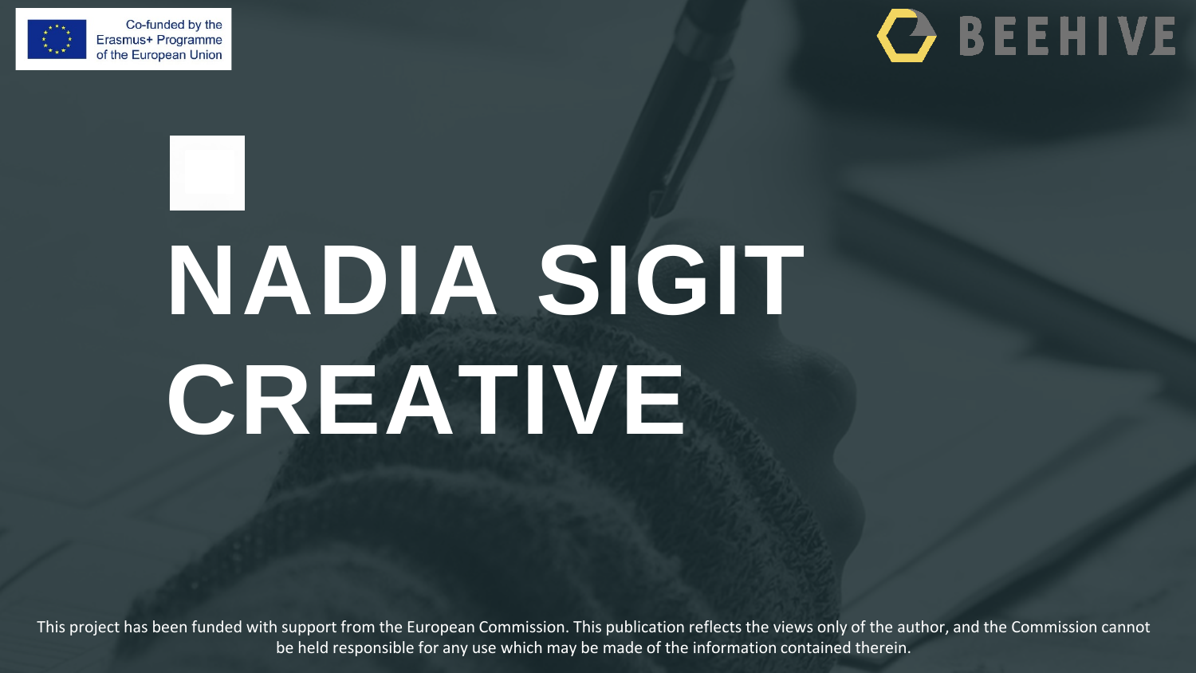Co-funded by the Erasmus+ Programme of the European Union

BEEHIVE

# NADIA SIGIT CREATIVE

This project has been funded with support from the European Commission. This publication reflects the views only of the author, and the Commission cannot be held responsible for any use which may be made of the information contained therein.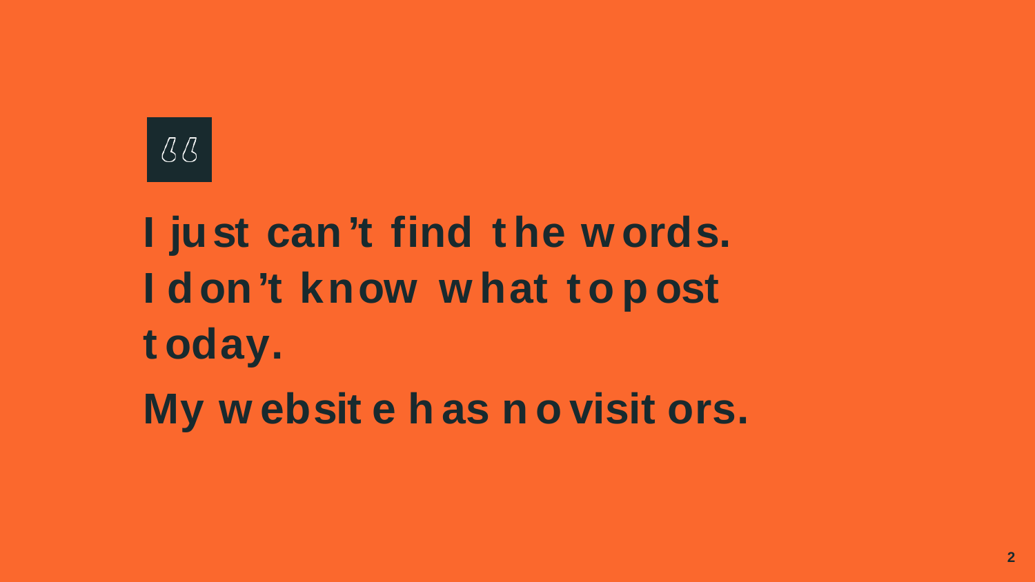> **I just can’t find the words.**
> **I don’t know what to post today.**
> **My website has no visitors.**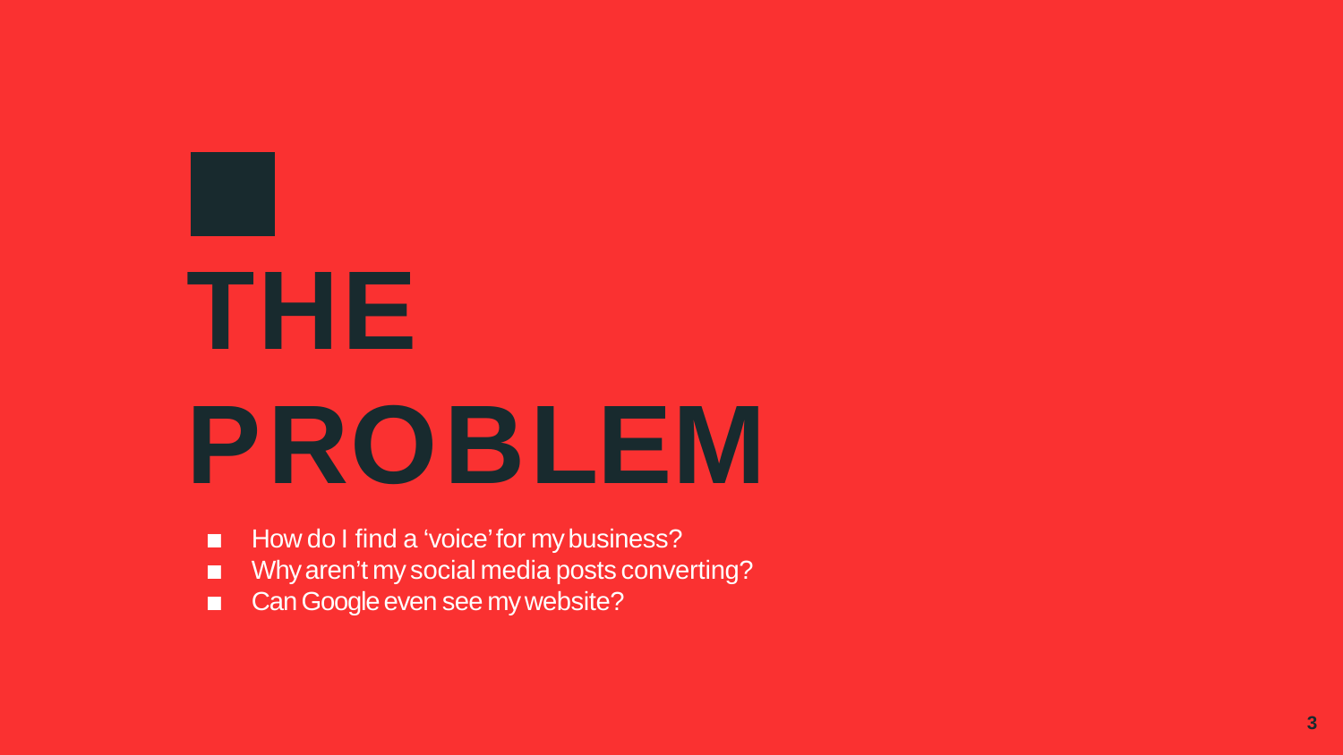# THE PROBLEM

- How do I find a ‘voice’ for my business?
- Why aren’t my social media posts converting?
- Can Google even see my website?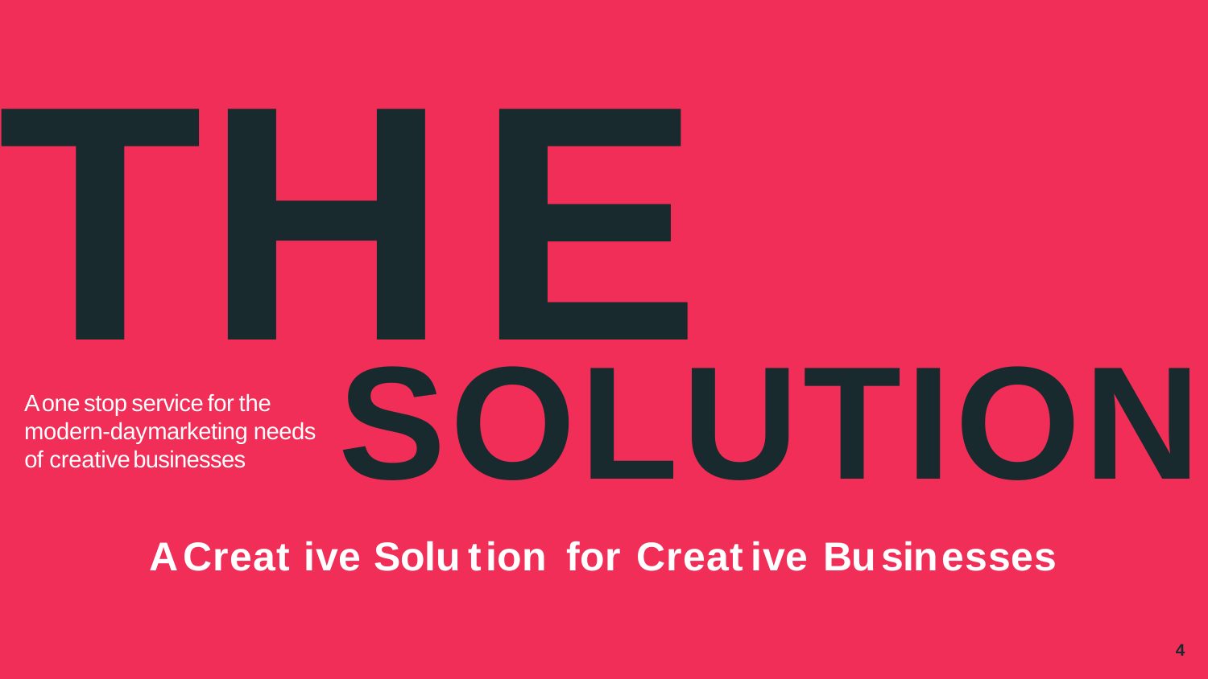# THE SOLUTION

A one stop service for the modern-daymarketing needs of creative businesses

## A Creative Solution for Creative Businesses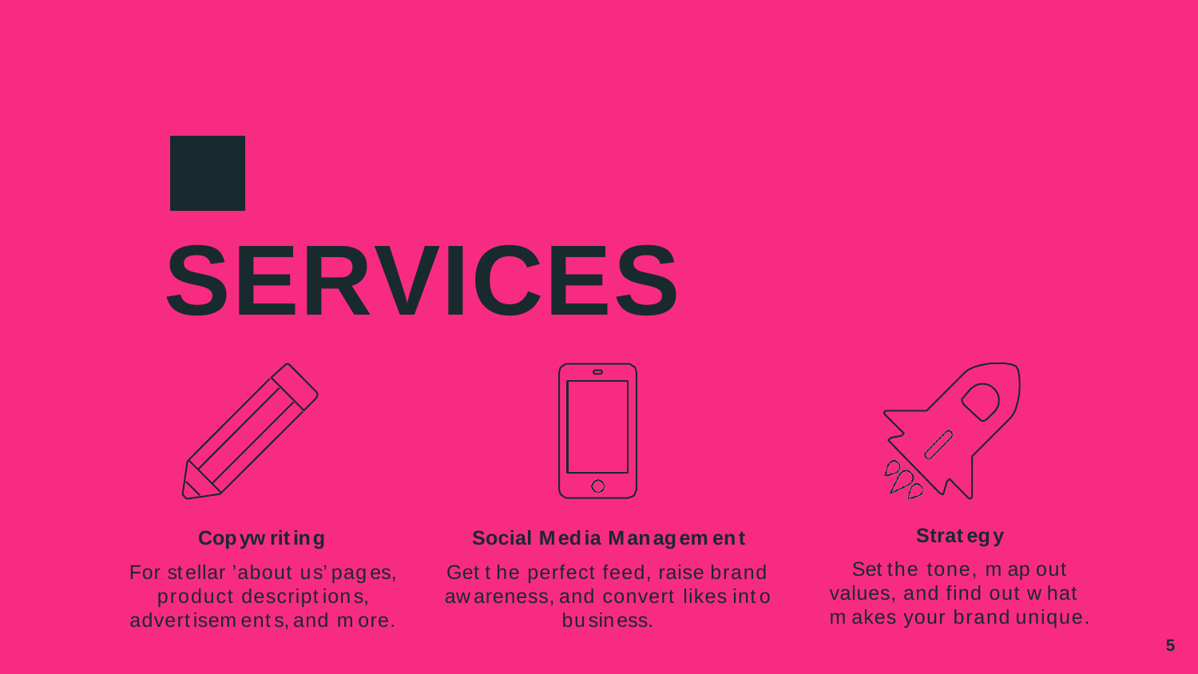# SERVICES

### Copywriting

For stellar 'about us' pages, product descriptions, advertisements, and more.

### Social Media Management

Get the perfect feed, raise brand awareness, and convert likes into business.

### Strategy

Set the tone, map out values, and find out what makes your brand unique.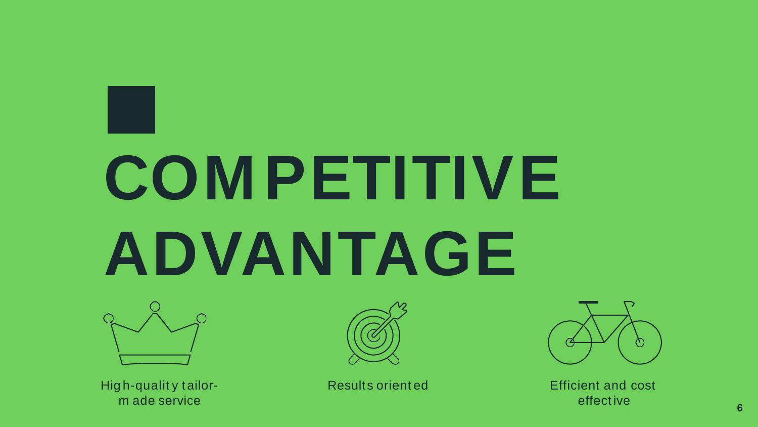# COMPETITIVE ADVANTAGE

- High-quality tailor-made service
- Results oriented
- Efficient and cost effective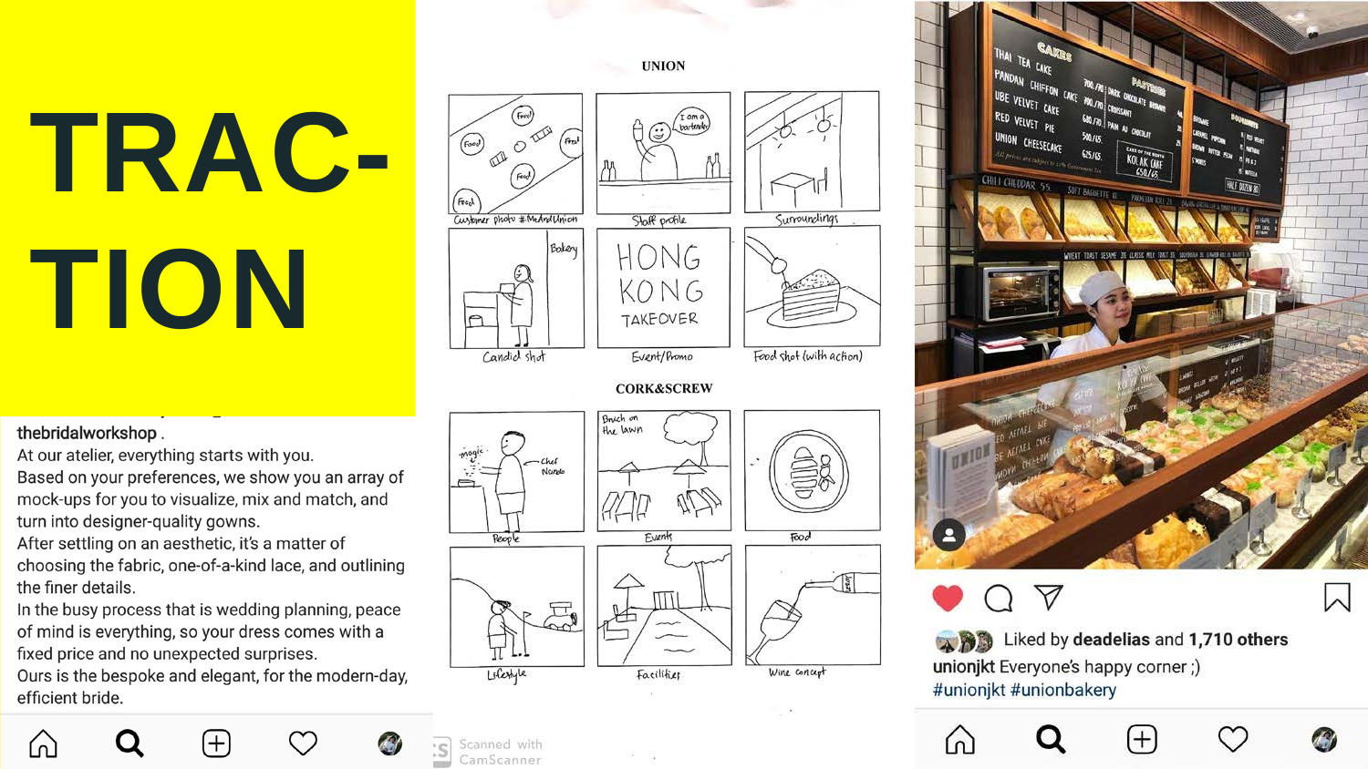# TRAC-TION

thebridalworkshop .
At our atelier, everything starts with you.
Based on your preferences, we show you an array of mock-ups for you to visualize, mix and match, and turn into designer-quality gowns.
After settling on an aesthetic, it's a matter of choosing the fabric, one-of-a-kind lace, and outlining the finer details.
In the busy process that is wedding planning, peace of mind is everything, so your dress comes with a fixed price and no unexpected surprises.
Ours is the bespoke and elegant, for the modern-day, efficient bride.

UNION

Customer photo #MeAndUnion | Staff profile | Surroundings
Candid shot | Event/Promo | Food shot (with action)

CORK&SCREW

People | Events | Food
Lifestyle | Facilities | Wine concept

Liked by deadelias and 1,710 others
unionjkt Everyone's happy corner ;)
#unionjkt #unionbakery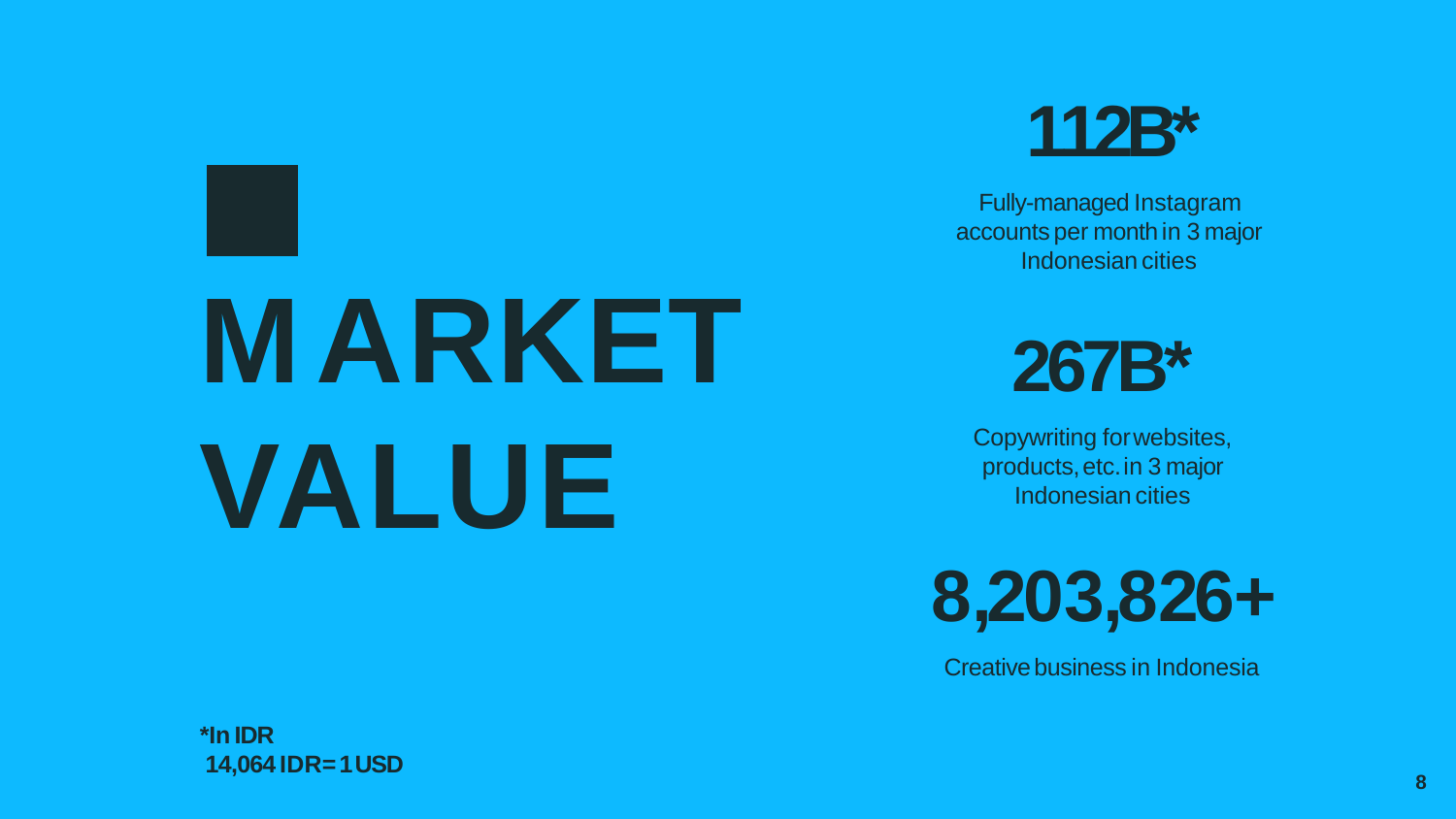# MARKET VALUE

**112B***

Fully-managed Instagram accounts per month in 3 major Indonesian cities

**267B***

Copywriting for websites, products, etc. in 3 major Indonesian cities

**8,203,826+**

Creative business in Indonesia

***In IDR**
**14,064 IDR = 1 USD**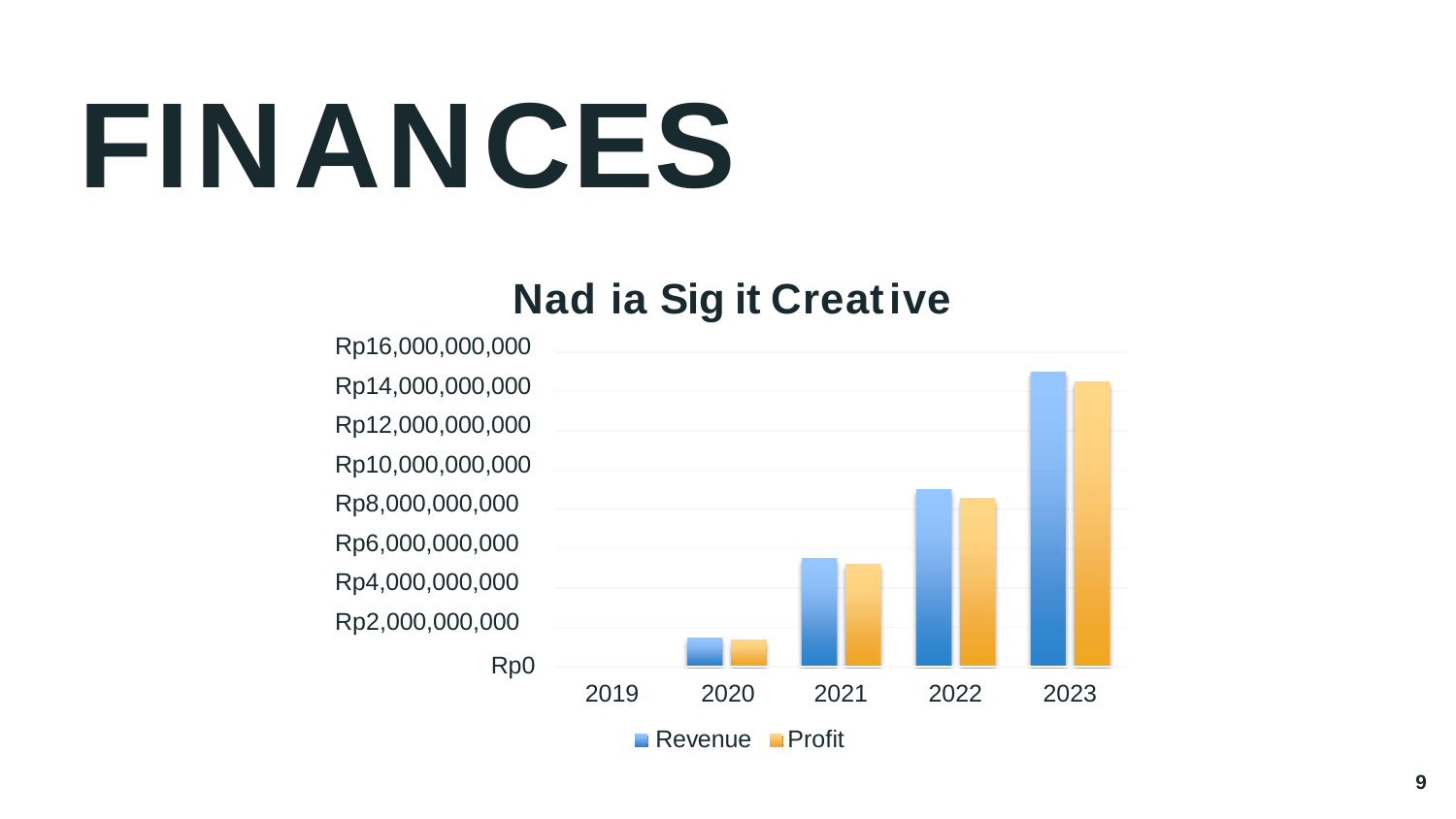# FINANCES

**Nadia Sigit Creative**

| Year | Revenue | Profit |
|---|---|---|
| 2019 | | |
| 2020 | | |
| 2021 | | |
| 2022 | | |
| 2023 | | |

Rp16,000,000,000
Rp14,000,000,000
Rp12,000,000,000
Rp10,000,000,000
Rp8,000,000,000
Rp6,000,000,000
Rp4,000,000,000
Rp2,000,000,000
Rp0

Revenue ■ Profit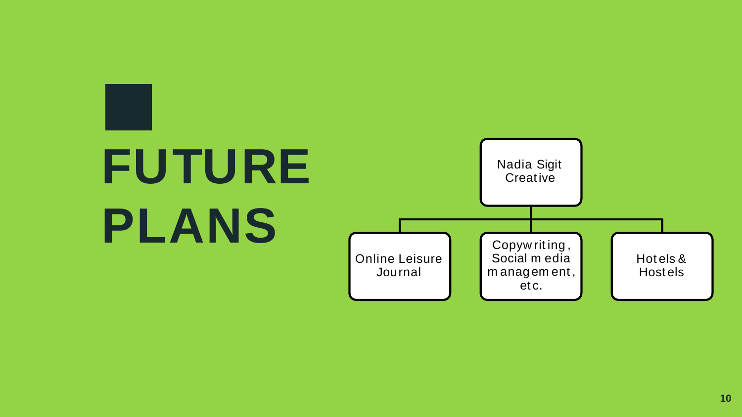# FUTURE PLANS

- Nadia Sigit Creative
  - Online Leisure Journal
  - Copywriting, Social media management, etc.
  - Hotels & Hostels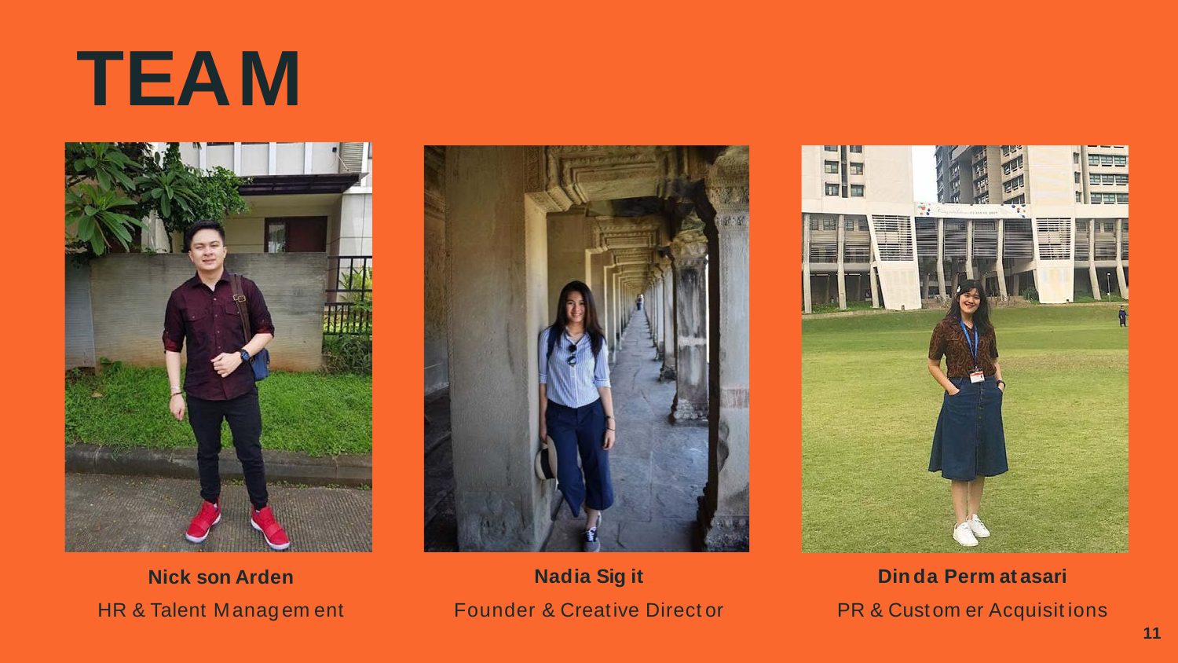# TEAM

**Nick son Arden**

HR & Talent Management

**Nadia Sig it**

Founder & Creative Director

**Din da Perm at asari**

PR & Customer Acquisitions